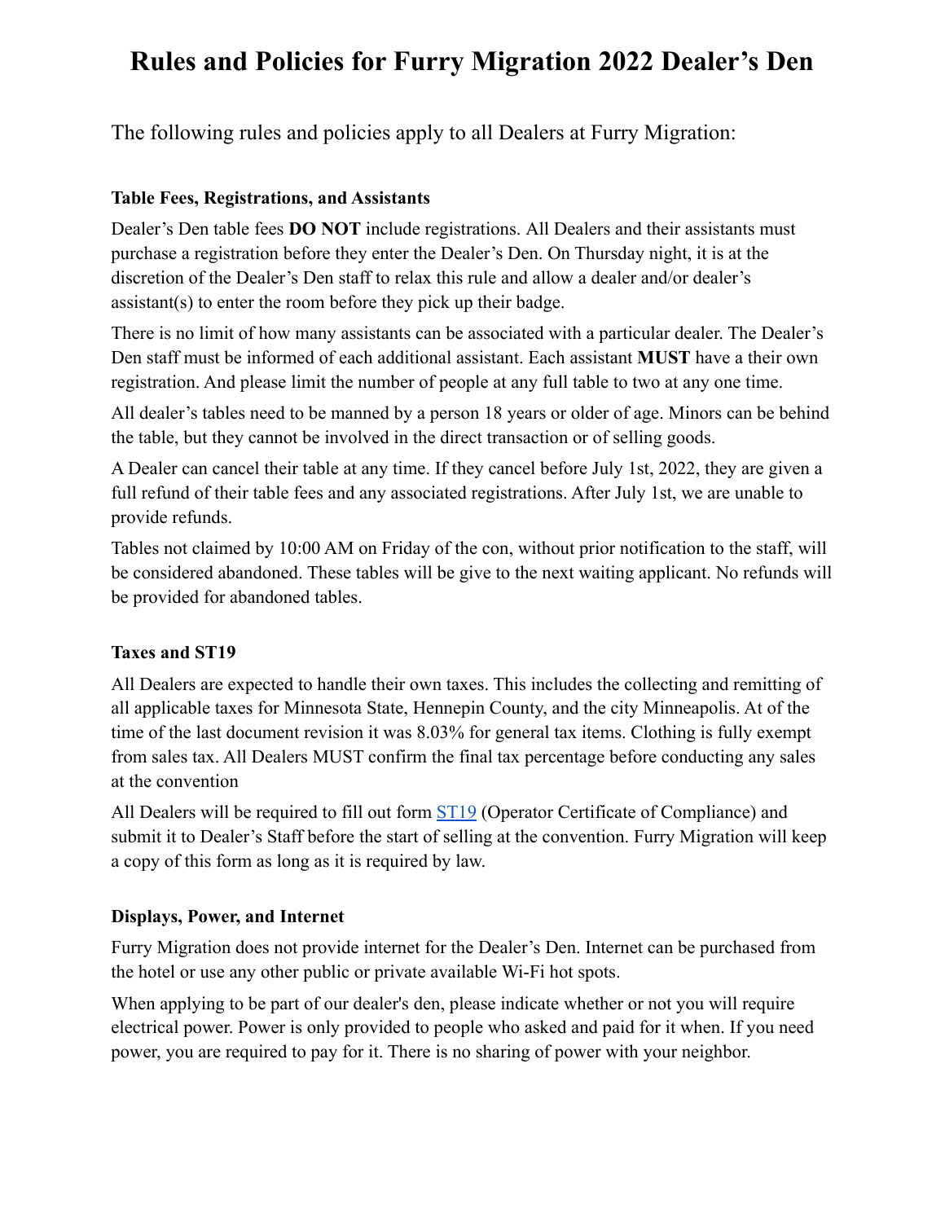# Rules and Policies for Furry Migration 2022 Dealer's Den

The following rules and policies apply to all Dealers at Furry Migration:

### Table Fees, Registrations, and Assistants

Dealer's Den table fees **DO NOT** include registrations. All Dealers and their assistants must purchase a registration before they enter the Dealer's Den. On Thursday night, it is at the discretion of the Dealer's Den staff to relax this rule and allow a dealer and/or dealer's assistant(s) to enter the room before they pick up their badge.

There is no limit of how many assistants can be associated with a particular dealer. The Dealer's Den staff must be informed of each additional assistant. Each assistant **MUST** have a their own registration. And please limit the number of people at any full table to two at any one time.

All dealer's tables need to be manned by a person 18 years or older of age. Minors can be behind the table, but they cannot be involved in the direct transaction or of selling goods.

A Dealer can cancel their table at any time. If they cancel before July 1st, 2022, they are given a full refund of their table fees and any associated registrations. After July 1st, we are unable to provide refunds.

Tables not claimed by 10:00 AM on Friday of the con, without prior notification to the staff, will be considered abandoned. These tables will be give to the next waiting applicant. No refunds will be provided for abandoned tables.

### Taxes and ST19

All Dealers are expected to handle their own taxes. This includes the collecting and remitting of all applicable taxes for Minnesota State, Hennepin County, and the city Minneapolis. At of the time of the last document revision it was 8.03% for general tax items. Clothing is fully exempt from sales tax. All Dealers MUST confirm the final tax percentage before conducting any sales at the convention

All Dealers will be required to fill out form [ST19](ST19) (Operator Certificate of Compliance) and submit it to Dealer's Staff before the start of selling at the convention. Furry Migration will keep a copy of this form as long as it is required by law.

### Displays, Power, and Internet

Furry Migration does not provide internet for the Dealer's Den. Internet can be purchased from the hotel or use any other public or private available Wi-Fi hot spots.

When applying to be part of our dealer's den, please indicate whether or not you will require electrical power. Power is only provided to people who asked and paid for it when. If you need power, you are required to pay for it. There is no sharing of power with your neighbor.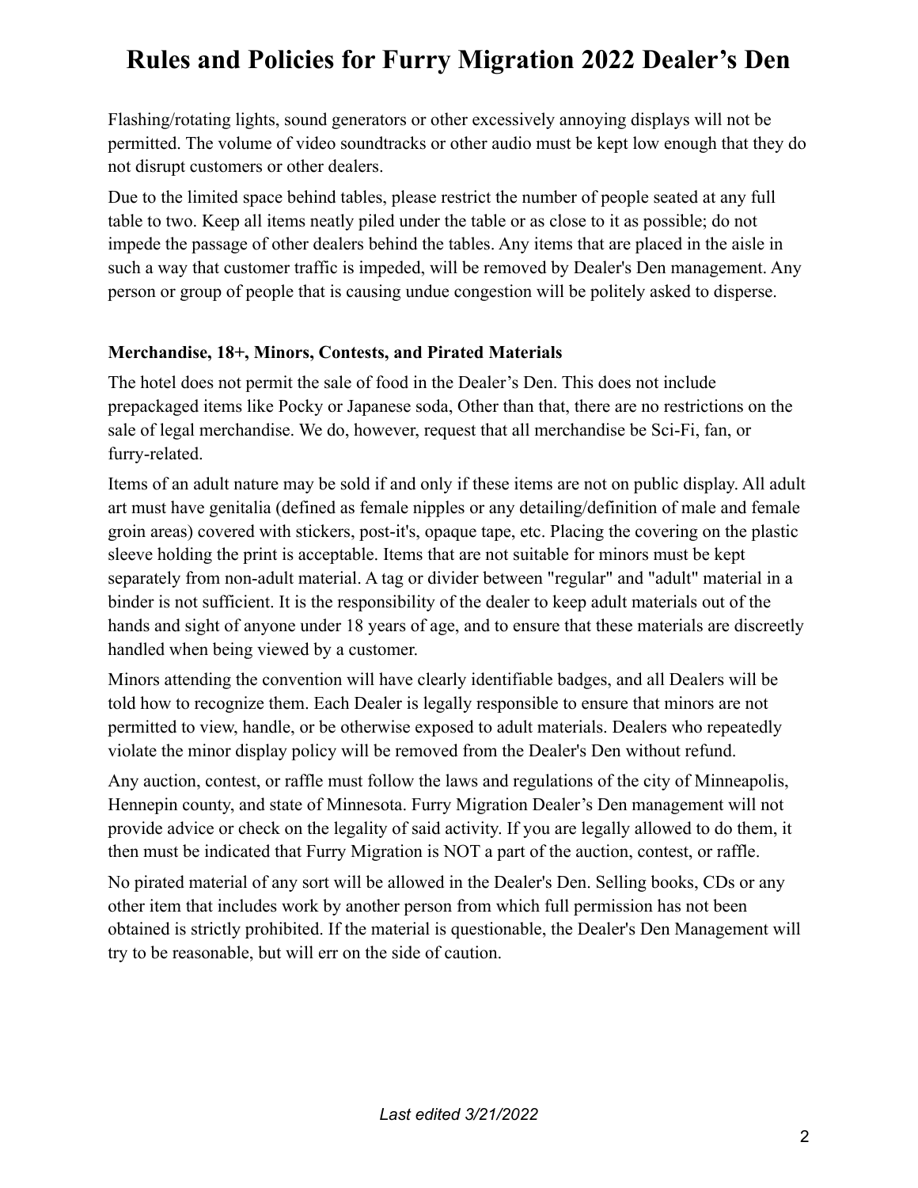Flashing/rotating lights, sound generators or other excessively annoying displays will not be permitted. The volume of video soundtracks or other audio must be kept low enough that they do not disrupt customers or other dealers.

Due to the limited space behind tables, please restrict the number of people seated at any full table to two. Keep all items neatly piled under the table or as close to it as possible; do not impede the passage of other dealers behind the tables. Any items that are placed in the aisle in such a way that customer traffic is impeded, will be removed by Dealer's Den management. Any person or group of people that is causing undue congestion will be politely asked to disperse.

**Merchandise, 18+, Minors, Contests, and Pirated Materials**

The hotel does not permit the sale of food in the Dealer's Den. This does not include prepackaged items like Pocky or Japanese soda, Other than that, there are no restrictions on the sale of legal merchandise. We do, however, request that all merchandise be Sci-Fi, fan, or furry-related.

Items of an adult nature may be sold if and only if these items are not on public display. All adult art must have genitalia (defined as female nipples or any detailing/definition of male and female groin areas) covered with stickers, post-it's, opaque tape, etc. Placing the covering on the plastic sleeve holding the print is acceptable. Items that are not suitable for minors must be kept separately from non-adult material. A tag or divider between "regular" and "adult" material in a binder is not sufficient. It is the responsibility of the dealer to keep adult materials out of the hands and sight of anyone under 18 years of age, and to ensure that these materials are discreetly handled when being viewed by a customer.

Minors attending the convention will have clearly identifiable badges, and all Dealers will be told how to recognize them. Each Dealer is legally responsible to ensure that minors are not permitted to view, handle, or be otherwise exposed to adult materials. Dealers who repeatedly violate the minor display policy will be removed from the Dealer's Den without refund.

Any auction, contest, or raffle must follow the laws and regulations of the city of Minneapolis, Hennepin county, and state of Minnesota. Furry Migration Dealer's Den management will not provide advice or check on the legality of said activity. If you are legally allowed to do them, it then must be indicated that Furry Migration is NOT a part of the auction, contest, or raffle.

No pirated material of any sort will be allowed in the Dealer's Den. Selling books, CDs or any other item that includes work by another person from which full permission has not been obtained is strictly prohibited. If the material is questionable, the Dealer's Den Management will try to be reasonable, but will err on the side of caution.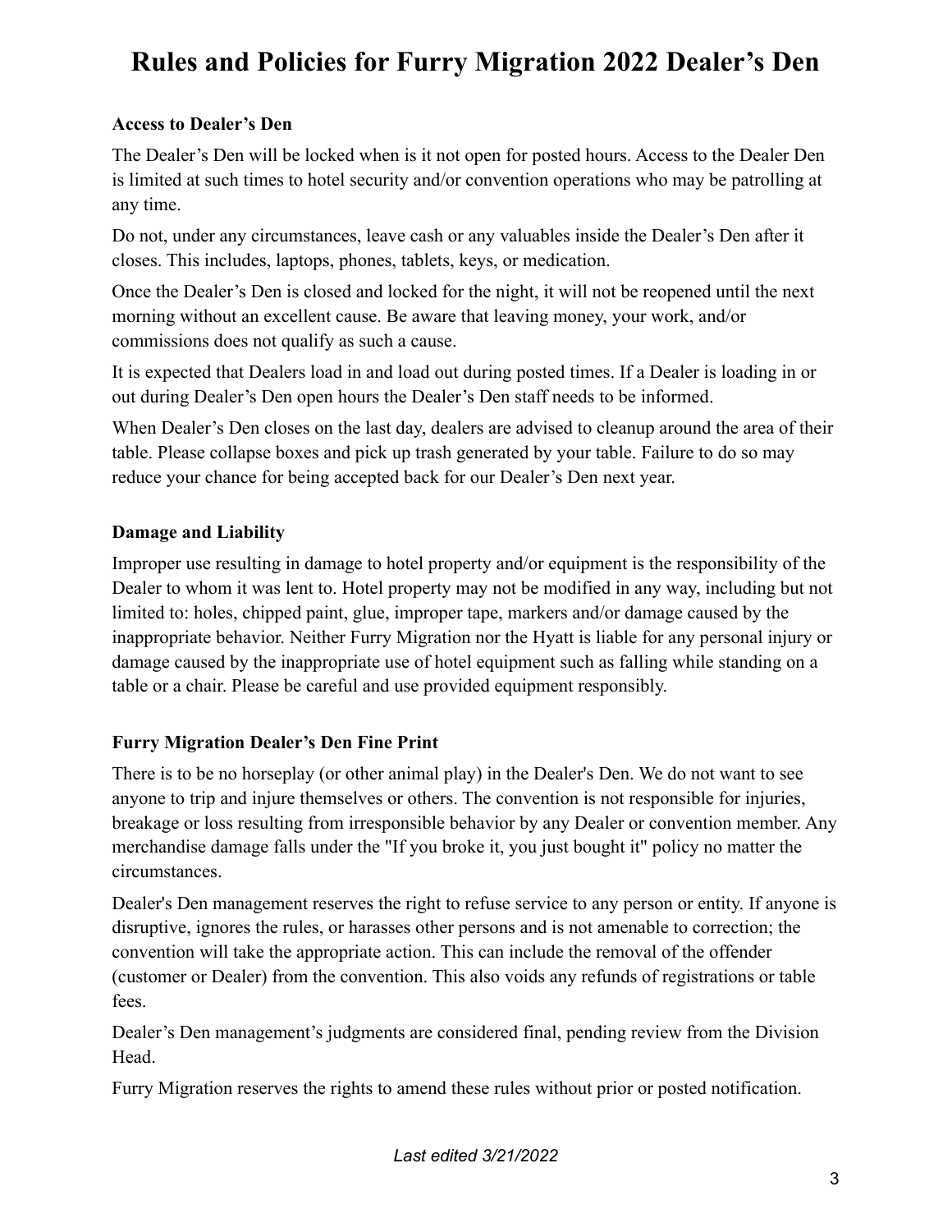# Rules and Policies for Furry Migration 2022 Dealer's Den

**Access to Dealer's Den**

The Dealer's Den will be locked when is it not open for posted hours. Access to the Dealer Den is limited at such times to hotel security and/or convention operations who may be patrolling at any time.

Do not, under any circumstances, leave cash or any valuables inside the Dealer's Den after it closes. This includes, laptops, phones, tablets, keys, or medication.

Once the Dealer's Den is closed and locked for the night, it will not be reopened until the next morning without an excellent cause. Be aware that leaving money, your work, and/or commissions does not qualify as such a cause.

It is expected that Dealers load in and load out during posted times. If a Dealer is loading in or out during Dealer's Den open hours the Dealer's Den staff needs to be informed.

When Dealer's Den closes on the last day, dealers are advised to cleanup around the area of their table. Please collapse boxes and pick up trash generated by your table. Failure to do so may reduce your chance for being accepted back for our Dealer's Den next year.

**Damage and Liability**

Improper use resulting in damage to hotel property and/or equipment is the responsibility of the Dealer to whom it was lent to. Hotel property may not be modified in any way, including but not limited to: holes, chipped paint, glue, improper tape, markers and/or damage caused by the inappropriate behavior. Neither Furry Migration nor the Hyatt is liable for any personal injury or damage caused by the inappropriate use of hotel equipment such as falling while standing on a table or a chair. Please be careful and use provided equipment responsibly.

**Furry Migration Dealer's Den Fine Print**

There is to be no horseplay (or other animal play) in the Dealer's Den. We do not want to see anyone to trip and injure themselves or others. The convention is not responsible for injuries, breakage or loss resulting from irresponsible behavior by any Dealer or convention member. Any merchandise damage falls under the "If you broke it, you just bought it" policy no matter the circumstances.

Dealer's Den management reserves the right to refuse service to any person or entity. If anyone is disruptive, ignores the rules, or harasses other persons and is not amenable to correction; the convention will take the appropriate action. This can include the removal of the offender (customer or Dealer) from the convention. This also voids any refunds of registrations or table fees.

Dealer's Den management's judgments are considered final, pending review from the Division Head.

Furry Migration reserves the rights to amend these rules without prior or posted notification.

*Last edited 3/21/2022*